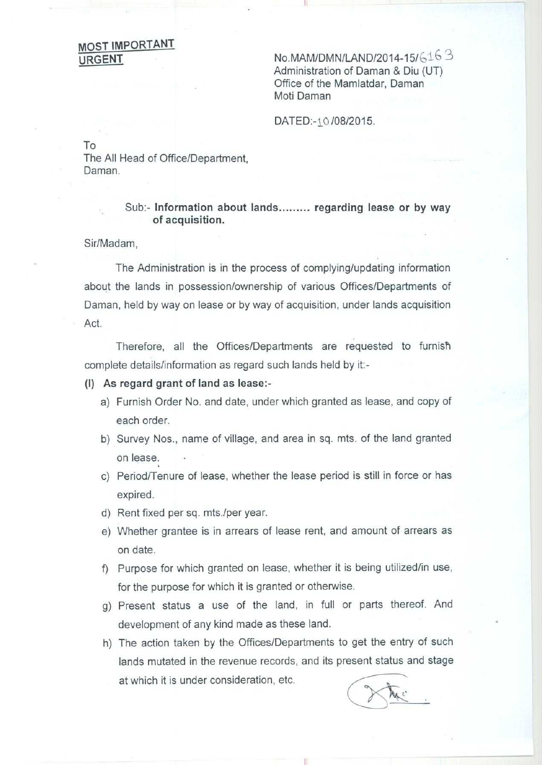**MOST IMPORTANT**
**URGENT**

No.MAM/DMN/LAND/2014-15/6163
Administration of Daman & Diu (UT)
Office of the Mamlatdar, Daman
Moti Daman

DATED:-10/08/2015.

To
The All Head of Office/Department,
Daman.

Sub:- **Information about lands......... regarding lease or by way of acquisition.**

Sir/Madam,

The Administration is in the process of complying/updating information about the lands in possession/ownership of various Offices/Departments of Daman, held by way on lease or by way of acquisition, under lands acquisition Act.

Therefore, all the Offices/Departments are requested to furnish complete details/information as regard such lands held by it:-

**(I) As regard grant of land as lease:-**

a) Furnish Order No. and date, under which granted as lease, and copy of each order.
b) Survey Nos., name of village, and area in sq. mts. of the land granted on lease.
c) Period/Tenure of lease, whether the lease period is still in force or has expired.
d) Rent fixed per sq. mts./per year.
e) Whether grantee is in arrears of lease rent, and amount of arrears as on date.
f) Purpose for which granted on lease, whether it is being utilized/in use, for the purpose for which it is granted or otherwise.
g) Present status a use of the land, in full or parts thereof. And development of any kind made as these land.
h) The action taken by the Offices/Departments to get the entry of such lands mutated in the revenue records, and its present status and stage at which it is under consideration, etc.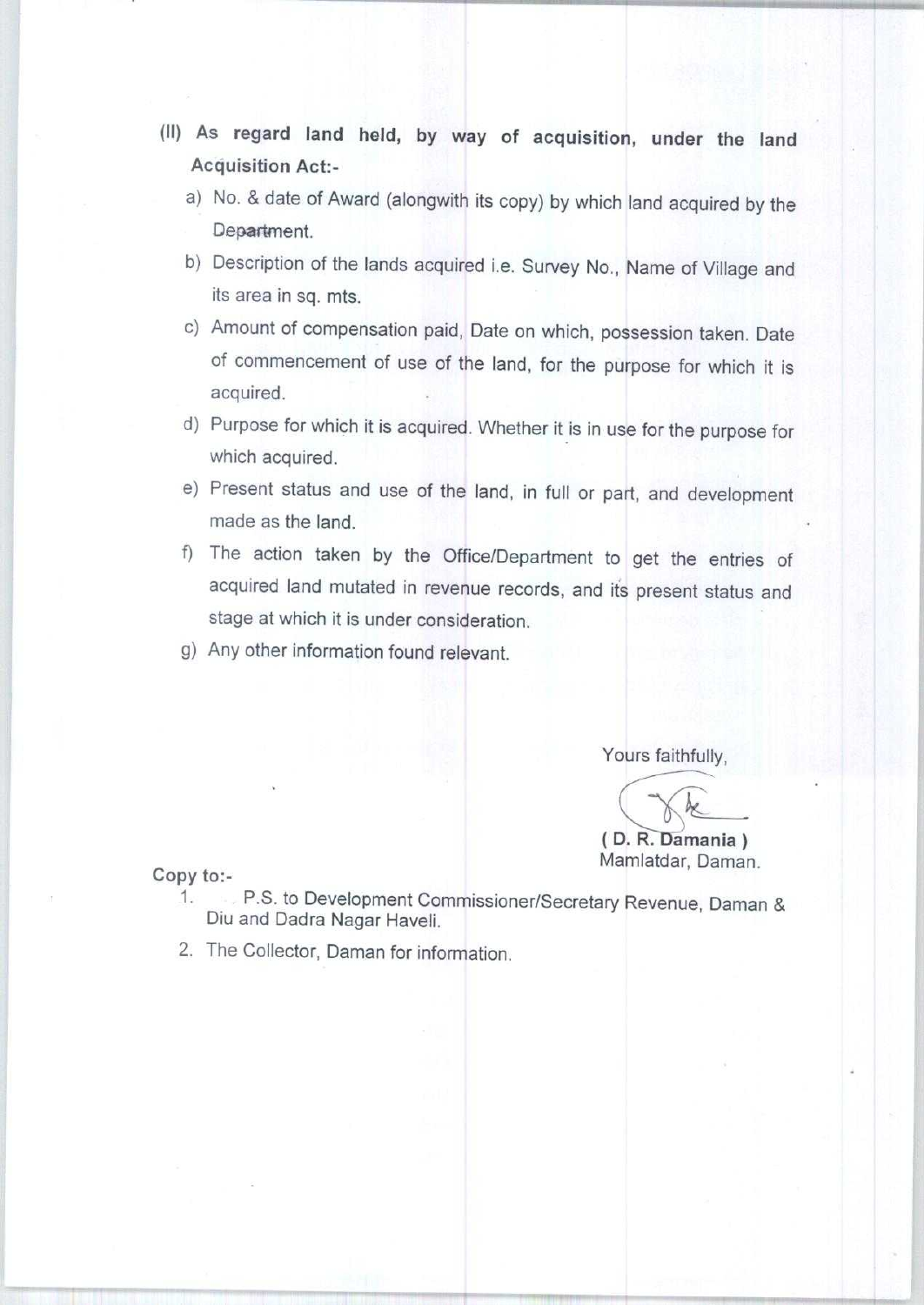**(II) As regard land held, by way of acquisition, under the land Acquisition Act:-**

a) No. & date of Award (alongwith its copy) by which land acquired by the Department.

b) Description of the lands acquired i.e. Survey No., Name of Village and its area in sq. mts.

c) Amount of compensation paid, Date on which, possession taken. Date of commencement of use of the land, for the purpose for which it is acquired.

d) Purpose for which it is acquired. Whether it is in use for the purpose for which acquired.

e) Present status and use of the land, in full or part, and development made as the land.

f) The action taken by the Office/Department to get the entries of acquired land mutated in revenue records, and its present status and stage at which it is under consideration.

g) Any other information found relevant.

Yours faithfully,

**( D. R. Damania )**
Mamlatdar, Daman.

Copy to:-

1. P.S. to Development Commissioner/Secretary Revenue, Daman & Diu and Dadra Nagar Haveli.
2. The Collector, Daman for information.